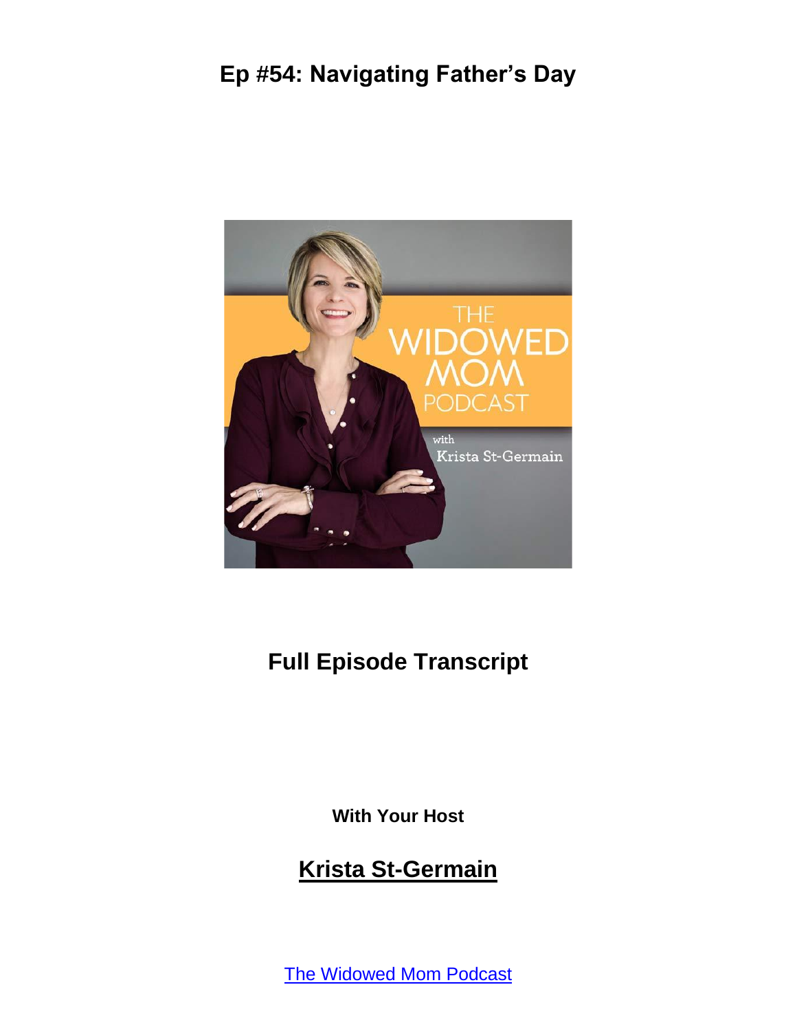# Ep #54: Navigating Father's Day

## Full Episode Transcript

**With Your Host**

## Krista St-Germain

The Widowed Mom Podcast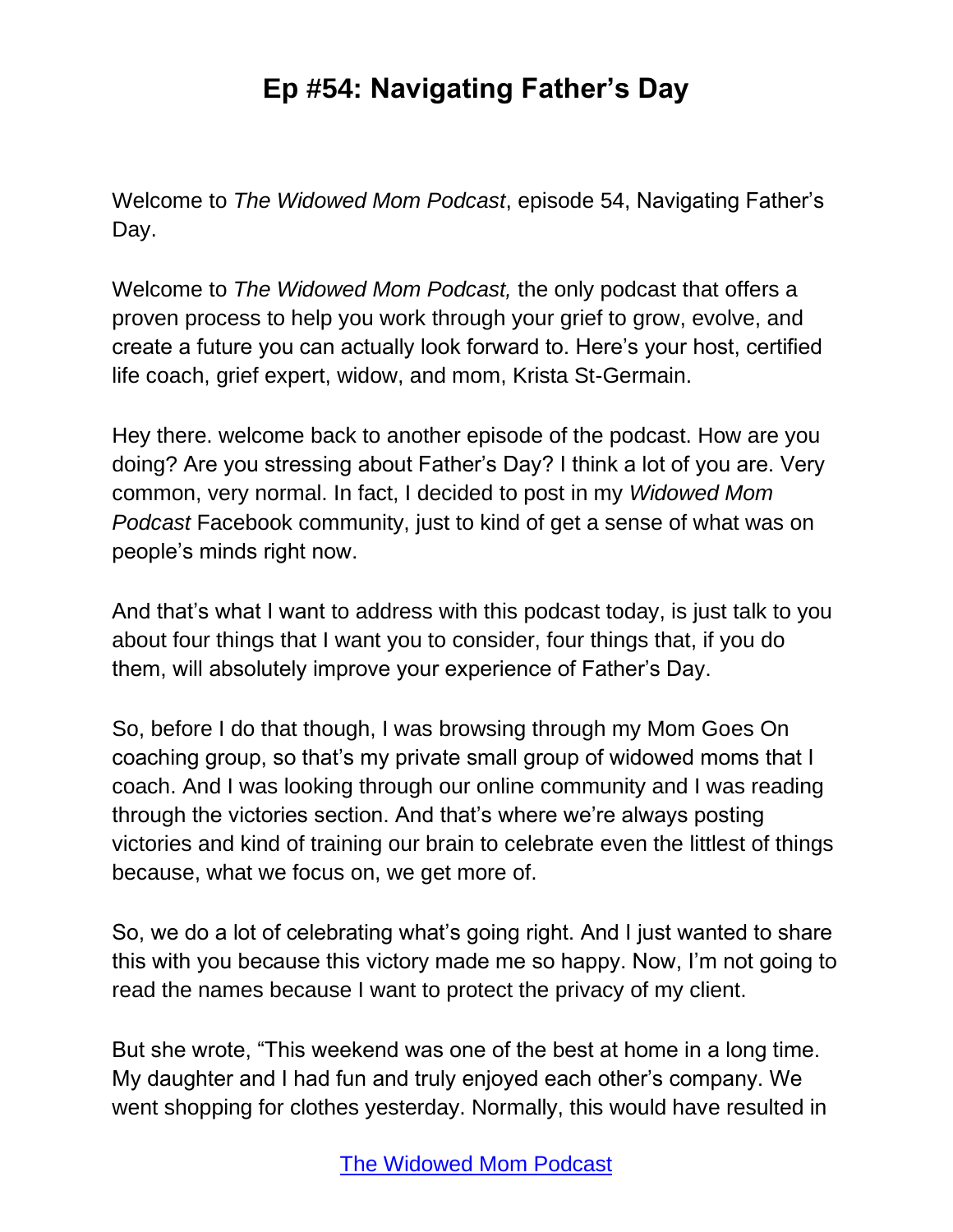# Ep #54: Navigating Father's Day

Welcome to *The Widowed Mom Podcast*, episode 54, Navigating Father's Day.

Welcome to *The Widowed Mom Podcast,* the only podcast that offers a proven process to help you work through your grief to grow, evolve, and create a future you can actually look forward to. Here's your host, certified life coach, grief expert, widow, and mom, Krista St-Germain.

Hey there. welcome back to another episode of the podcast. How are you doing? Are you stressing about Father's Day? I think a lot of you are. Very common, very normal. In fact, I decided to post in my *Widowed Mom Podcast* Facebook community, just to kind of get a sense of what was on people's minds right now.

And that's what I want to address with this podcast today, is just talk to you about four things that I want you to consider, four things that, if you do them, will absolutely improve your experience of Father's Day.

So, before I do that though, I was browsing through my Mom Goes On coaching group, so that's my private small group of widowed moms that I coach. And I was looking through our online community and I was reading through the victories section. And that's where we're always posting victories and kind of training our brain to celebrate even the littlest of things because, what we focus on, we get more of.

So, we do a lot of celebrating what's going right. And I just wanted to share this with you because this victory made me so happy. Now, I'm not going to read the names because I want to protect the privacy of my client.

But she wrote, "This weekend was one of the best at home in a long time. My daughter and I had fun and truly enjoyed each other's company. We went shopping for clothes yesterday. Normally, this would have resulted in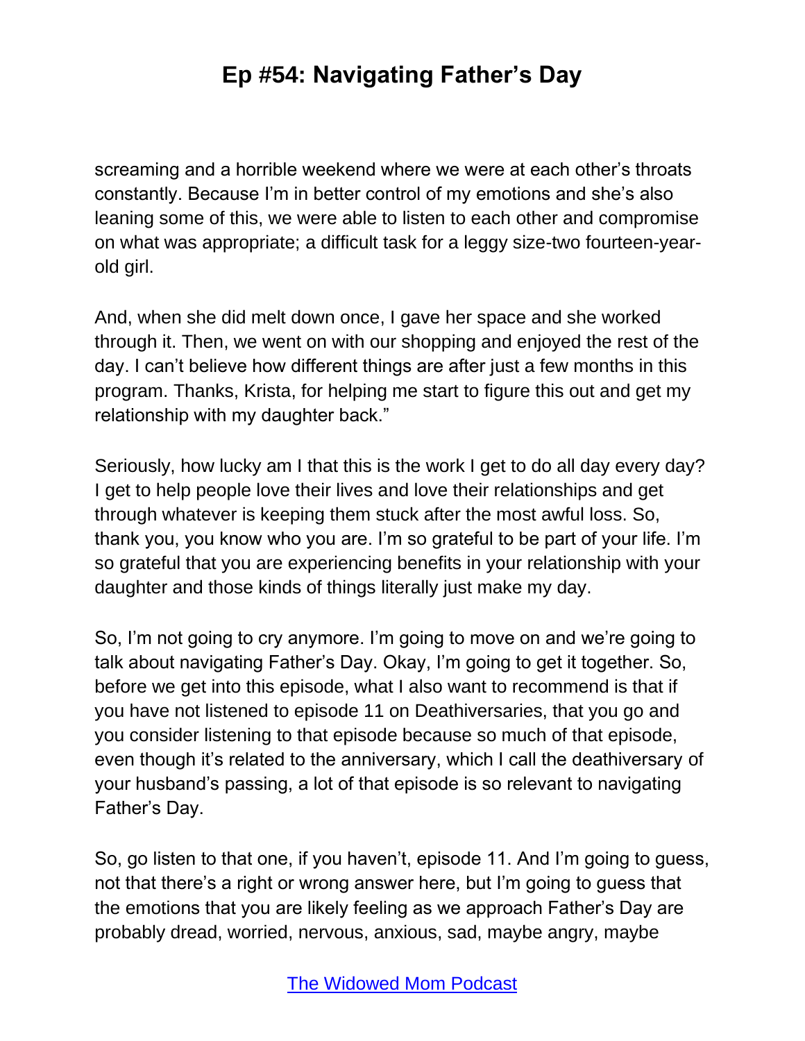screaming and a horrible weekend where we were at each other's throats constantly. Because I'm in better control of my emotions and she's also leaning some of this, we were able to listen to each other and compromise on what was appropriate; a difficult task for a leggy size-two fourteen-year-old girl.

And, when she did melt down once, I gave her space and she worked through it. Then, we went on with our shopping and enjoyed the rest of the day. I can't believe how different things are after just a few months in this program. Thanks, Krista, for helping me start to figure this out and get my relationship with my daughter back."

Seriously, how lucky am I that this is the work I get to do all day every day? I get to help people love their lives and love their relationships and get through whatever is keeping them stuck after the most awful loss. So, thank you, you know who you are. I'm so grateful to be part of your life. I'm so grateful that you are experiencing benefits in your relationship with your daughter and those kinds of things literally just make my day.

So, I'm not going to cry anymore. I'm going to move on and we're going to talk about navigating Father's Day. Okay, I'm going to get it together. So, before we get into this episode, what I also want to recommend is that if you have not listened to episode 11 on Deathiversaries, that you go and you consider listening to that episode because so much of that episode, even though it's related to the anniversary, which I call the deathiversary of your husband's passing, a lot of that episode is so relevant to navigating Father's Day.

So, go listen to that one, if you haven't, episode 11. And I'm going to guess, not that there's a right or wrong answer here, but I'm going to guess that the emotions that you are likely feeling as we approach Father's Day are probably dread, worried, nervous, anxious, sad, maybe angry, maybe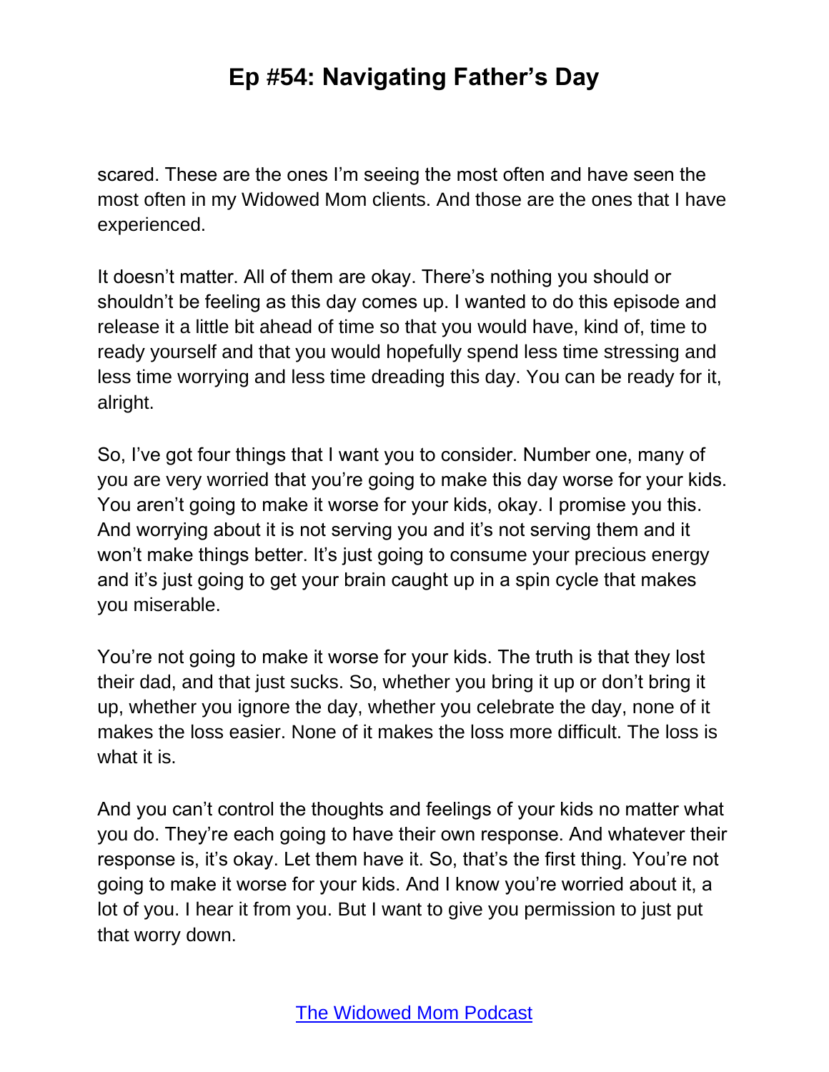scared. These are the ones I'm seeing the most often and have seen the most often in my Widowed Mom clients. And those are the ones that I have experienced.

It doesn't matter. All of them are okay. There's nothing you should or shouldn't be feeling as this day comes up. I wanted to do this episode and release it a little bit ahead of time so that you would have, kind of, time to ready yourself and that you would hopefully spend less time stressing and less time worrying and less time dreading this day. You can be ready for it, alright.

So, I've got four things that I want you to consider. Number one, many of you are very worried that you're going to make this day worse for your kids. You aren't going to make it worse for your kids, okay. I promise you this. And worrying about it is not serving you and it's not serving them and it won't make things better. It's just going to consume your precious energy and it's just going to get your brain caught up in a spin cycle that makes you miserable.

You're not going to make it worse for your kids. The truth is that they lost their dad, and that just sucks. So, whether you bring it up or don't bring it up, whether you ignore the day, whether you celebrate the day, none of it makes the loss easier. None of it makes the loss more difficult. The loss is what it is.

And you can't control the thoughts and feelings of your kids no matter what you do. They're each going to have their own response. And whatever their response is, it's okay. Let them have it. So, that's the first thing. You're not going to make it worse for your kids. And I know you're worried about it, a lot of you. I hear it from you. But I want to give you permission to just put that worry down.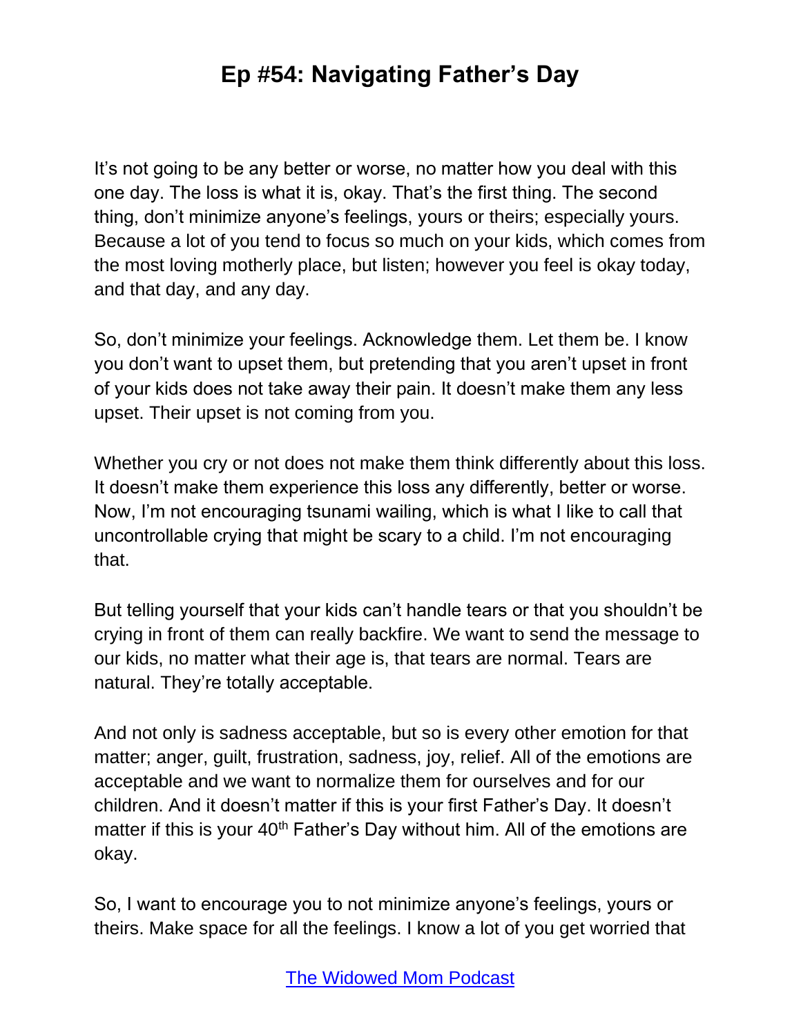It's not going to be any better or worse, no matter how you deal with this one day. The loss is what it is, okay. That's the first thing. The second thing, don't minimize anyone's feelings, yours or theirs; especially yours. Because a lot of you tend to focus so much on your kids, which comes from the most loving motherly place, but listen; however you feel is okay today, and that day, and any day.

So, don't minimize your feelings. Acknowledge them. Let them be. I know you don't want to upset them, but pretending that you aren't upset in front of your kids does not take away their pain. It doesn't make them any less upset. Their upset is not coming from you.

Whether you cry or not does not make them think differently about this loss. It doesn't make them experience this loss any differently, better or worse. Now, I'm not encouraging tsunami wailing, which is what I like to call that uncontrollable crying that might be scary to a child. I'm not encouraging that.

But telling yourself that your kids can't handle tears or that you shouldn't be crying in front of them can really backfire. We want to send the message to our kids, no matter what their age is, that tears are normal. Tears are natural. They're totally acceptable.

And not only is sadness acceptable, but so is every other emotion for that matter; anger, guilt, frustration, sadness, joy, relief. All of the emotions are acceptable and we want to normalize them for ourselves and for our children. And it doesn't matter if this is your first Father's Day. It doesn't matter if this is your 40th Father's Day without him. All of the emotions are okay.

So, I want to encourage you to not minimize anyone's feelings, yours or theirs. Make space for all the feelings. I know a lot of you get worried that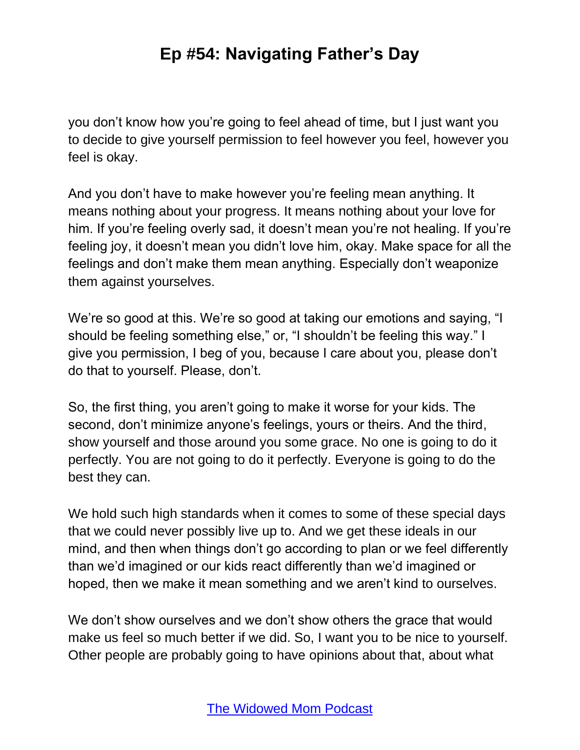you don't know how you're going to feel ahead of time, but I just want you to decide to give yourself permission to feel however you feel, however you feel is okay.

And you don't have to make however you're feeling mean anything. It means nothing about your progress. It means nothing about your love for him. If you're feeling overly sad, it doesn't mean you're not healing. If you're feeling joy, it doesn't mean you didn't love him, okay. Make space for all the feelings and don't make them mean anything. Especially don't weaponize them against yourselves.

We're so good at this. We're so good at taking our emotions and saying, "I should be feeling something else," or, "I shouldn't be feeling this way." I give you permission, I beg of you, because I care about you, please don't do that to yourself. Please, don't.

So, the first thing, you aren't going to make it worse for your kids. The second, don't minimize anyone's feelings, yours or theirs. And the third, show yourself and those around you some grace. No one is going to do it perfectly. You are not going to do it perfectly. Everyone is going to do the best they can.

We hold such high standards when it comes to some of these special days that we could never possibly live up to. And we get these ideals in our mind, and then when things don't go according to plan or we feel differently than we'd imagined or our kids react differently than we'd imagined or hoped, then we make it mean something and we aren't kind to ourselves.

We don't show ourselves and we don't show others the grace that would make us feel so much better if we did. So, I want you to be nice to yourself. Other people are probably going to have opinions about that, about what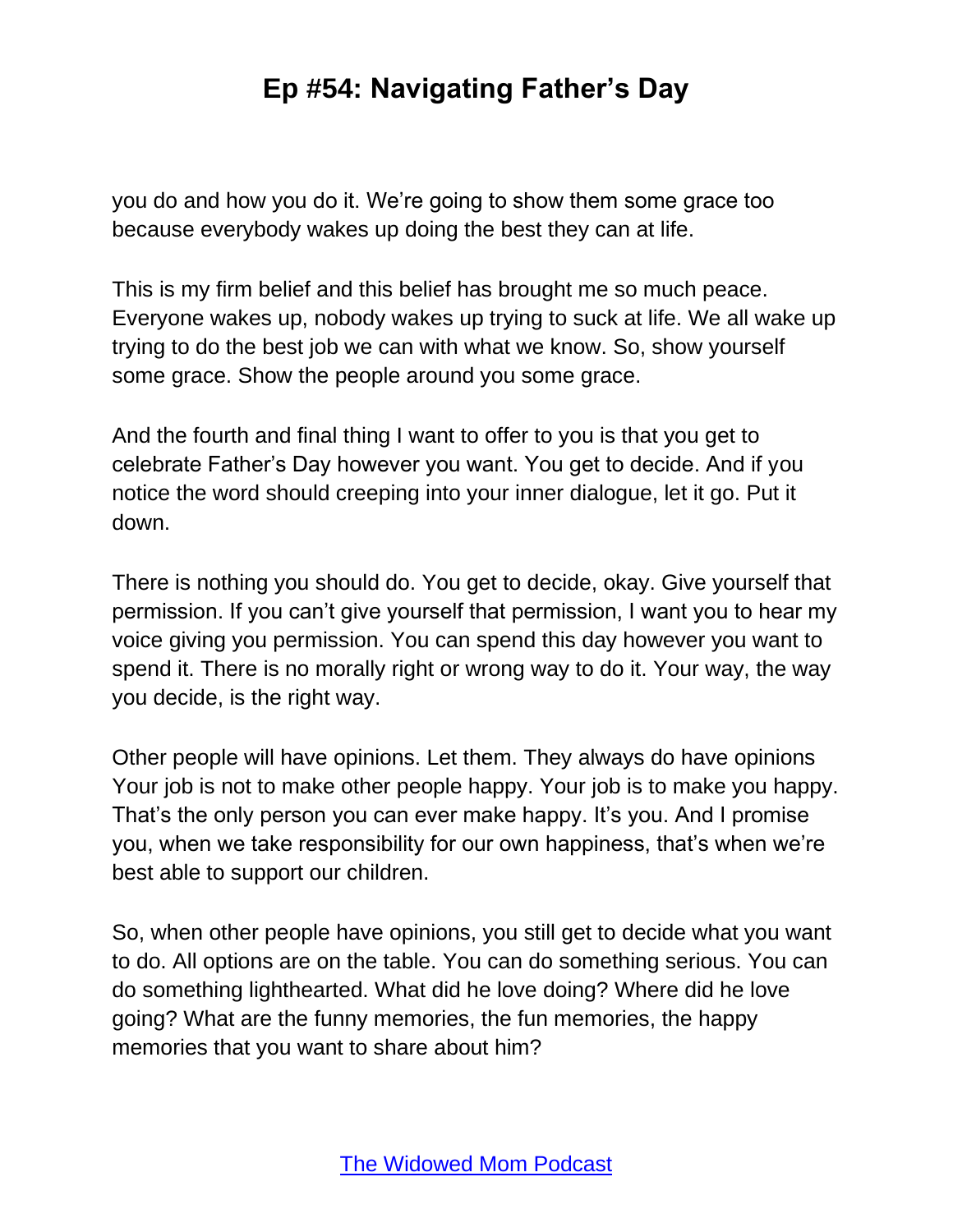you do and how you do it. We're going to show them some grace too because everybody wakes up doing the best they can at life.

This is my firm belief and this belief has brought me so much peace. Everyone wakes up, nobody wakes up trying to suck at life. We all wake up trying to do the best job we can with what we know. So, show yourself some grace. Show the people around you some grace.

And the fourth and final thing I want to offer to you is that you get to celebrate Father's Day however you want. You get to decide. And if you notice the word should creeping into your inner dialogue, let it go. Put it down.

There is nothing you should do. You get to decide, okay. Give yourself that permission. If you can't give yourself that permission, I want you to hear my voice giving you permission. You can spend this day however you want to spend it. There is no morally right or wrong way to do it. Your way, the way you decide, is the right way.

Other people will have opinions. Let them. They always do have opinions Your job is not to make other people happy. Your job is to make you happy. That's the only person you can ever make happy. It's you. And I promise you, when we take responsibility for our own happiness, that's when we're best able to support our children.

So, when other people have opinions, you still get to decide what you want to do. All options are on the table. You can do something serious. You can do something lighthearted. What did he love doing? Where did he love going? What are the funny memories, the fun memories, the happy memories that you want to share about him?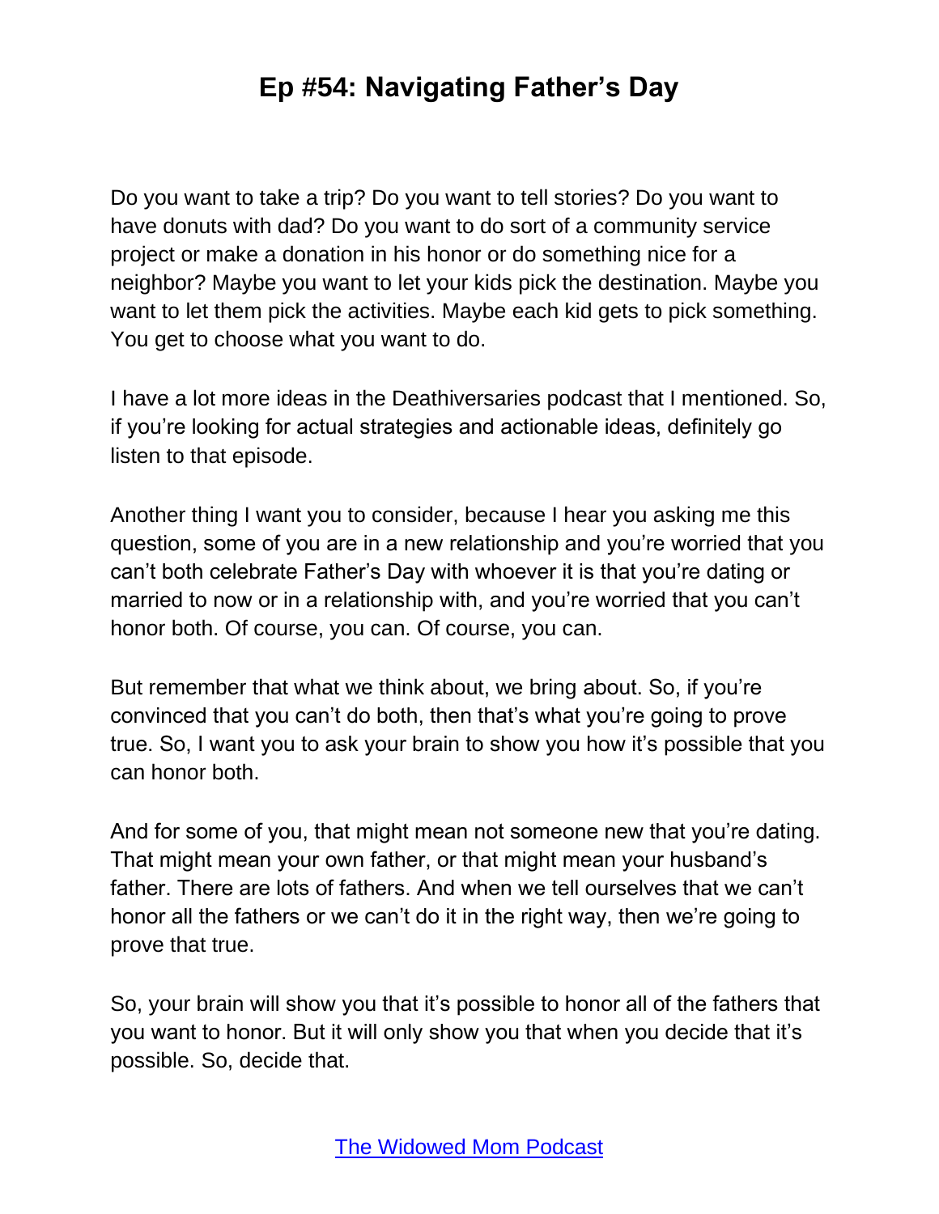Do you want to take a trip? Do you want to tell stories? Do you want to have donuts with dad? Do you want to do sort of a community service project or make a donation in his honor or do something nice for a neighbor? Maybe you want to let your kids pick the destination. Maybe you want to let them pick the activities. Maybe each kid gets to pick something. You get to choose what you want to do.

I have a lot more ideas in the Deathiversaries podcast that I mentioned. So, if you're looking for actual strategies and actionable ideas, definitely go listen to that episode.

Another thing I want you to consider, because I hear you asking me this question, some of you are in a new relationship and you're worried that you can't both celebrate Father's Day with whoever it is that you're dating or married to now or in a relationship with, and you're worried that you can't honor both. Of course, you can. Of course, you can.

But remember that what we think about, we bring about. So, if you're convinced that you can't do both, then that's what you're going to prove true. So, I want you to ask your brain to show you how it's possible that you can honor both.

And for some of you, that might mean not someone new that you're dating. That might mean your own father, or that might mean your husband's father. There are lots of fathers. And when we tell ourselves that we can't honor all the fathers or we can't do it in the right way, then we're going to prove that true.

So, your brain will show you that it's possible to honor all of the fathers that you want to honor. But it will only show you that when you decide that it's possible. So, decide that.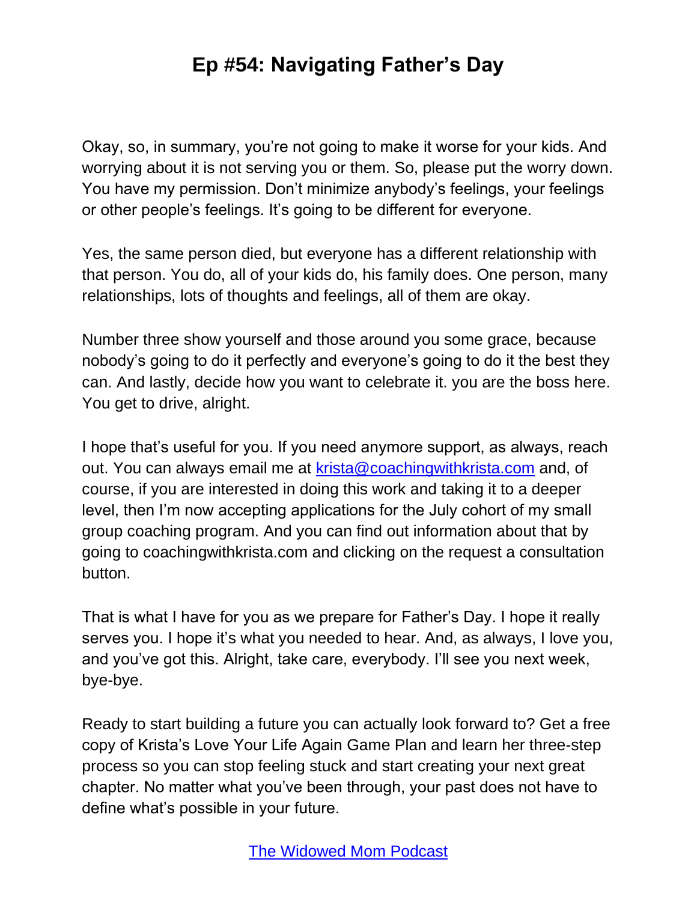Okay, so, in summary, you're not going to make it worse for your kids. And worrying about it is not serving you or them. So, please put the worry down. You have my permission. Don't minimize anybody's feelings, your feelings or other people's feelings. It's going to be different for everyone.

Yes, the same person died, but everyone has a different relationship with that person. You do, all of your kids do, his family does. One person, many relationships, lots of thoughts and feelings, all of them are okay.

Number three show yourself and those around you some grace, because nobody's going to do it perfectly and everyone's going to do it the best they can. And lastly, decide how you want to celebrate it. you are the boss here. You get to drive, alright.

I hope that's useful for you. If you need anymore support, as always, reach out. You can always email me at [krista@coachingwithkrista.com](mailto:krista@coachingwithkrista.com) and, of course, if you are interested in doing this work and taking it to a deeper level, then I'm now accepting applications for the July cohort of my small group coaching program. And you can find out information about that by going to coachingwithkrista.com and clicking on the request a consultation button.

That is what I have for you as we prepare for Father's Day. I hope it really serves you. I hope it's what you needed to hear. And, as always, I love you, and you've got this. Alright, take care, everybody. I'll see you next week, bye-bye.

Ready to start building a future you can actually look forward to? Get a free copy of Krista's Love Your Life Again Game Plan and learn her three-step process so you can stop feeling stuck and start creating your next great chapter. No matter what you've been through, your past does not have to define what's possible in your future.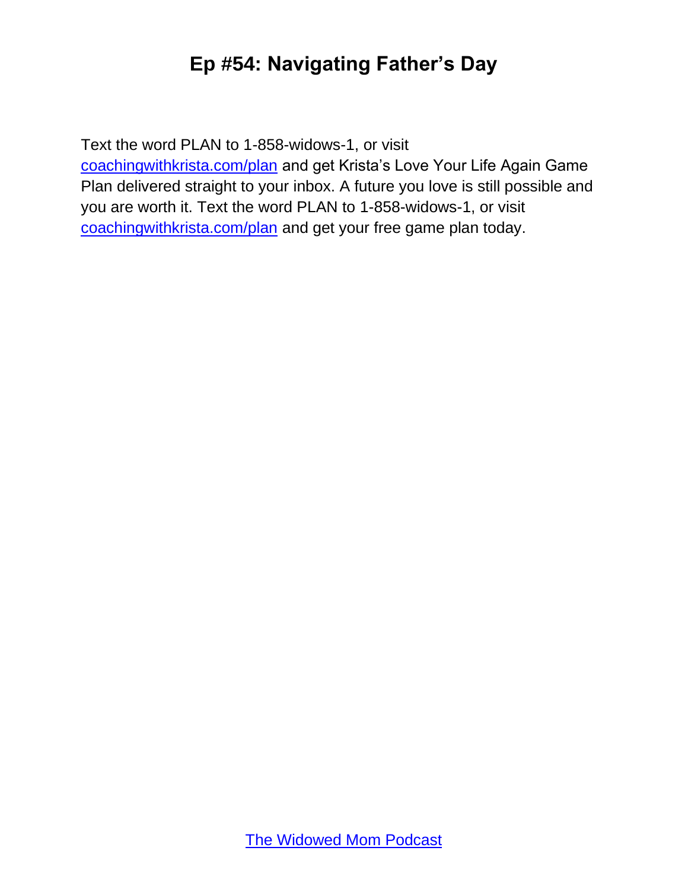Text the word PLAN to 1-858-widows-1, or visit [coachingwithkrista.com/plan](https://coachingwithkrista.com/plan) and get Krista's Love Your Life Again Game Plan delivered straight to your inbox. A future you love is still possible and you are worth it. Text the word PLAN to 1-858-widows-1, or visit [coachingwithkrista.com/plan](https://coachingwithkrista.com/plan) and get your free game plan today.